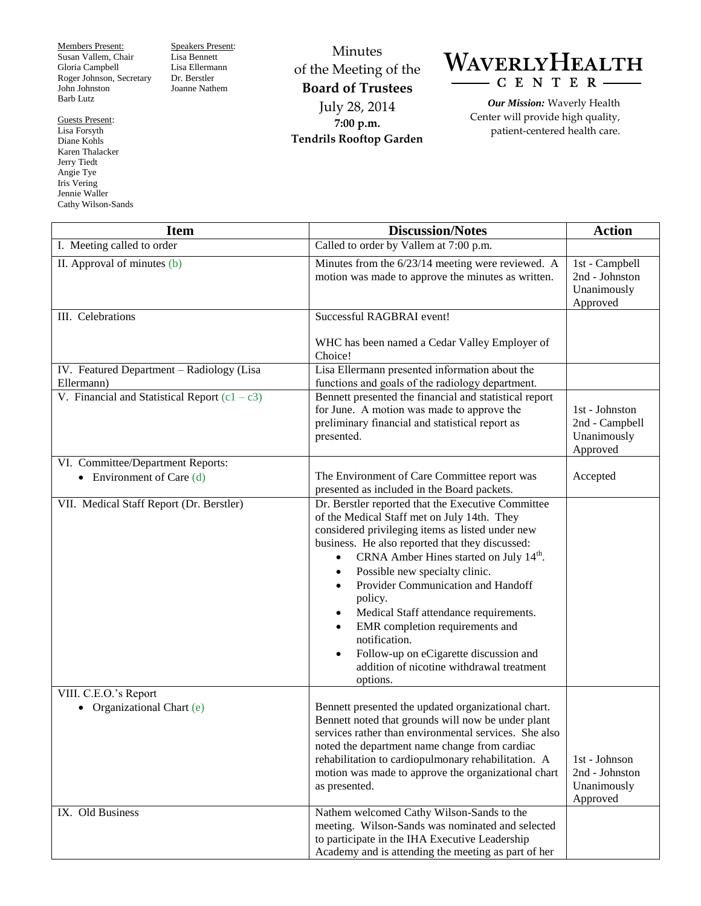Members Present:
Susan Vallem, Chair
Gloria Campbell
Roger Johnson, Secretary
John Johnston
Barb Lutz

Speakers Present:
Lisa Bennett
Lisa Ellermann
Dr. Berstler
Joanne Nathem

Guests Present:
Lisa Forsyth
Diane Kohls
Karen Thalacker
Jerry Tiedt
Angie Tye
Iris Vering
Jennie Waller
Cathy Wilson-Sands

Minutes
of the Meeting of the
**Board of Trustees**
July 28, 2014
**7:00 p.m.**
**Tendrils Rooftop Garden**

# WAVERLY HEALTH CENTER

***Our Mission:*** Waverly Health Center will provide high quality, patient-centered health care.

| Item | Discussion/Notes | Action |
|---|---|---|
| I. Meeting called to order | Called to order by Vallem at 7:00 p.m. | |
| II. Approval of minutes (b) | Minutes from the 6/23/14 meeting were reviewed. A motion was made to approve the minutes as written. | 1st - Campbell<br>2nd - Johnston<br>Unanimously Approved |
| III. Celebrations | Successful RAGBRAI event!<br><br>WHC has been named a Cedar Valley Employer of Choice! | |
| IV. Featured Department – Radiology (Lisa Ellermann) | Lisa Ellermann presented information about the functions and goals of the radiology department. | |
| V. Financial and Statistical Report (c1 – c3) | Bennett presented the financial and statistical report for June. A motion was made to approve the preliminary financial and statistical report as presented. | 1st - Johnston<br>2nd - Campbell<br>Unanimously Approved |
| VI. Committee/Department Reports:<br>• Environment of Care (d) | The Environment of Care Committee report was presented as included in the Board packets. | Accepted |
| VII. Medical Staff Report (Dr. Berstler) | Dr. Berstler reported that the Executive Committee of the Medical Staff met on July 14th. They considered privileging items as listed under new business. He also reported that they discussed:<br>• CRNA Amber Hines started on July 14th.<br>• Possible new specialty clinic.<br>• Provider Communication and Handoff policy.<br>• Medical Staff attendance requirements.<br>• EMR completion requirements and notification.<br>• Follow-up on eCigarette discussion and addition of nicotine withdrawal treatment options. | |
| VIII. C.E.O.'s Report<br>• Organizational Chart (e) | Bennett presented the updated organizational chart. Bennett noted that grounds will now be under plant services rather than environmental services. She also noted the department name change from cardiac rehabilitation to cardiopulmonary rehabilitation. A motion was made to approve the organizational chart as presented. | 1st - Johnson<br>2nd - Johnston<br>Unanimously Approved |
| IX. Old Business | Nathem welcomed Cathy Wilson-Sands to the meeting. Wilson-Sands was nominated and selected to participate in the IHA Executive Leadership Academy and is attending the meeting as part of her | |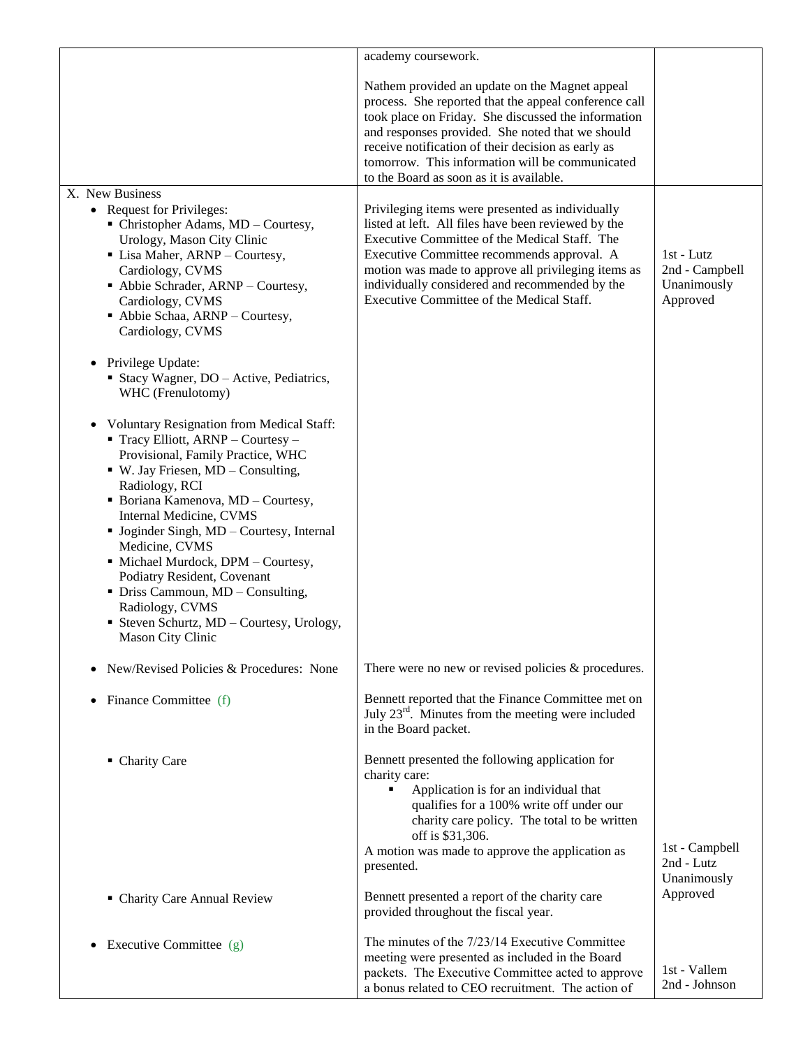| | | |
|---|---|---|
| | academy coursework.<br><br>Nathem provided an update on the Magnet appeal process. She reported that the appeal conference call took place on Friday. She discussed the information and responses provided. She noted that we should receive notification of their decision as early as tomorrow. This information will be communicated to the Board as soon as it is available. | |
| X. New Business<br>• Request for Privileges:<br>▪ Christopher Adams, MD – Courtesy, Urology, Mason City Clinic<br>▪ Lisa Maher, ARNP – Courtesy, Cardiology, CVMS<br>▪ Abbie Schrader, ARNP – Courtesy, Cardiology, CVMS<br>▪ Abbie Schaa, ARNP – Courtesy, Cardiology, CVMS<br><br>• Privilege Update:<br>▪ Stacy Wagner, DO – Active, Pediatrics, WHC (Frenulotomy)<br><br>• Voluntary Resignation from Medical Staff:<br>▪ Tracy Elliott, ARNP – Courtesy – Provisional, Family Practice, WHC<br>▪ W. Jay Friesen, MD – Consulting, Radiology, RCI<br>▪ Boriana Kamenova, MD – Courtesy, Internal Medicine, CVMS<br>▪ Joginder Singh, MD – Courtesy, Internal Medicine, CVMS<br>▪ Michael Murdock, DPM – Courtesy, Podiatry Resident, Covenant<br>▪ Driss Cammoun, MD – Consulting, Radiology, CVMS<br>▪ Steven Schurtz, MD – Courtesy, Urology, Mason City Clinic | Privileging items were presented as individually listed at left. All files have been reviewed by the Executive Committee of the Medical Staff. The Executive Committee recommends approval. A motion was made to approve all privileging items as individually considered and recommended by the Executive Committee of the Medical Staff. | 1st - Lutz<br>2nd - Campbell<br>Unanimously Approved |
| • New/Revised Policies & Procedures: None | There were no new or revised policies & procedures. | |
| • Finance Committee (f) | Bennett reported that the Finance Committee met on July 23rd. Minutes from the meeting were included in the Board packet. | |
| ▪ Charity Care | Bennett presented the following application for charity care:<br>▪ Application is for an individual that qualifies for a 100% write off under our charity care policy. The total to be written off is $31,306.<br>A motion was made to approve the application as presented. | 1st - Campbell<br>2nd - Lutz<br>Unanimously Approved |
| ▪ Charity Care Annual Review | Bennett presented a report of the charity care provided throughout the fiscal year. | |
| • Executive Committee (g) | The minutes of the 7/23/14 Executive Committee meeting were presented as included in the Board packets. The Executive Committee acted to approve a bonus related to CEO recruitment. The action of | 1st - Vallem<br>2nd - Johnson |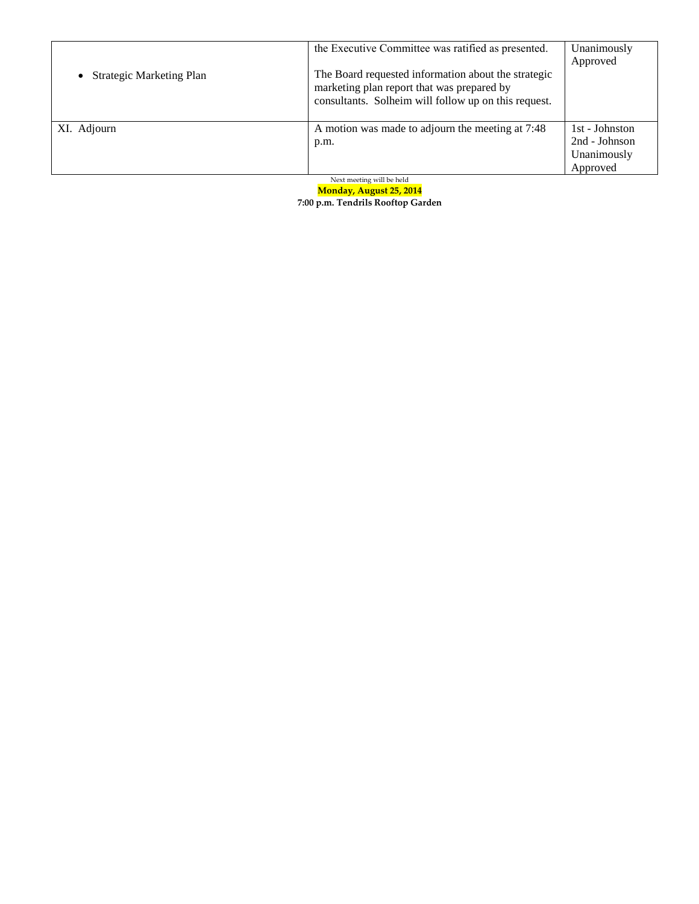| | | |
|---|---|---|
| • Strategic Marketing Plan | the Executive Committee was ratified as presented.<br><br>The Board requested information about the strategic marketing plan report that was prepared by consultants. Solheim will follow up on this request. | Unanimously Approved |
| XI. Adjourn | A motion was made to adjourn the meeting at 7:48 p.m. | 1st - Johnston<br>2nd - Johnson<br>Unanimously Approved |

Next meeting will be held

**Monday, August 25, 2014**

**7:00 p.m. Tendrils Rooftop Garden**